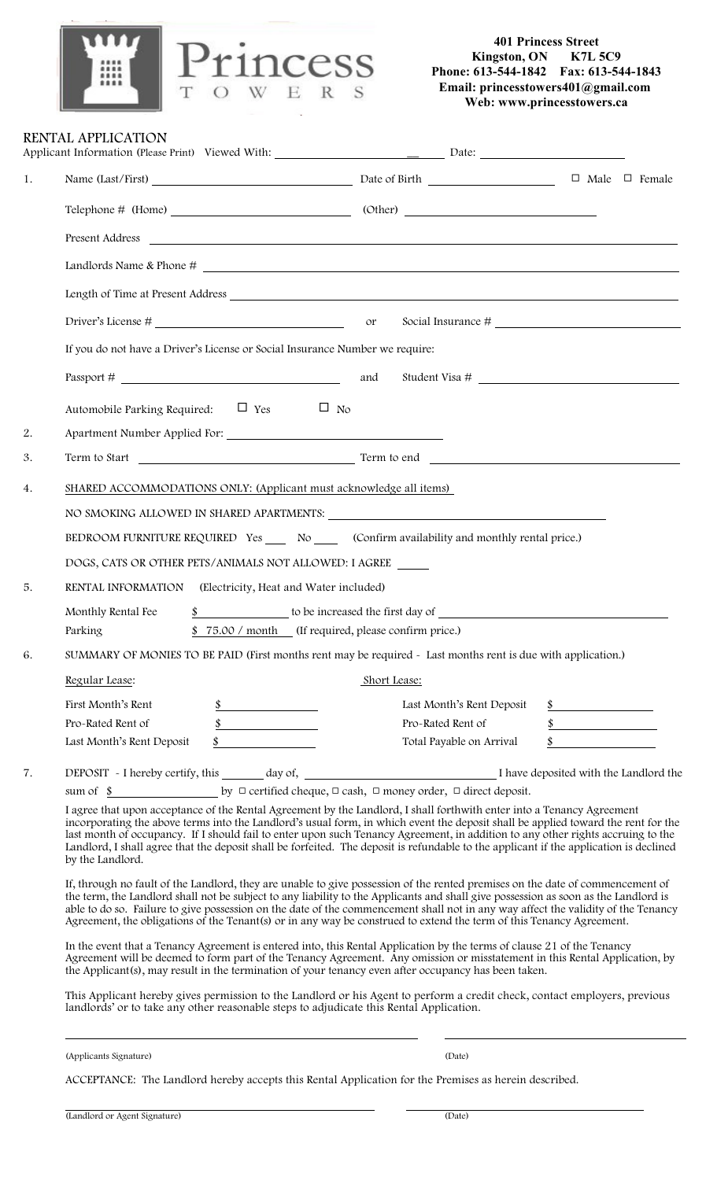Princess TOWERS

**401 Princess Street**
**Kingston, ON K7L 5C9**
**Phone: 613-544-1842 Fax: 613-544-1843**
**Email: princesstowers401@gmail.com**
**Web: www.princesstowers.ca**

## RENTAL APPLICATION

Applicant Information (Please Print) Viewed With: ______________________ Date: ______________________

1. Name (Last/First) ______________________ Date of Birth ______________________ ☐ Male ☐ Female

   Telephone # (Home) ______________________ (Other) ______________________

   Present Address ______________________

   Landlords Name & Phone # ______________________

   Length of Time at Present Address ______________________

   Driver's License # ______________________ or Social Insurance # ______________________

   If you do not have a Driver's License or Social Insurance Number we require:

   Passport # ______________________ and Student Visa # ______________________

   Automobile Parking Required: ☐ Yes ☐ No

2. Apartment Number Applied For: ______________________

3. Term to Start ______________________ Term to end ______________________

4. SHARED ACCOMMODATIONS ONLY: (Applicant must acknowledge all items)

   NO SMOKING ALLOWED IN SHARED APARTMENTS: ______________________

   BEDROOM FURNITURE REQUIRED Yes ____ No ____ (Confirm availability and monthly rental price.)

   DOGS, CATS OR OTHER PETS/ANIMALS NOT ALLOWED: I AGREE ____

5. RENTAL INFORMATION (Electricity, Heat and Water included)

   Monthly Rental Fee $ ______________ to be increased the first day of ______________________

   Parking $ 75.00 / month (If required, please confirm price.)

6. SUMMARY OF MONIES TO BE PAID (First months rent may be required - Last months rent is due with application.)

| Regular Lease: | | Short Lease: | |
|---|---|---|---|
| First Month's Rent | $ | Last Month's Rent Deposit | $ |
| Pro-Rated Rent of | $ | Pro-Rated Rent of | $ |
| Last Month's Rent Deposit | $ | Total Payable on Arrival | $ |

7. DEPOSIT - I hereby certify, this ______ day of, ______________________ I have deposited with the Landlord the sum of $ ______________ by ☐ certified cheque, ☐ cash, ☐ money order, ☐ direct deposit.

   I agree that upon acceptance of the Rental Agreement by the Landlord, I shall forthwith enter into a Tenancy Agreement incorporating the above terms into the Landlord's usual form, in which event the deposit shall be applied toward the rent for the last month of occupancy. If I should fail to enter upon such Tenancy Agreement, in addition to any other rights accruing to the Landlord, I shall agree that the deposit shall be forfeited. The deposit is refundable to the applicant if the application is declined by the Landlord.

   If, through no fault of the Landlord, they are unable to give possession of the rented premises on the date of commencement of the term, the Landlord shall not be subject to any liability to the Applicants and shall give possession as soon as the Landlord is able to do so. Failure to give possession on the date of the commencement shall not in any way affect the validity of the Tenancy Agreement, the obligations of the Tenant(s) or in any way be construed to extend the term of this Tenancy Agreement.

   In the event that a Tenancy Agreement is entered into, this Rental Application by the terms of clause 21 of the Tenancy Agreement will be deemed to form part of the Tenancy Agreement. Any omission or misstatement in this Rental Application, by the Applicant(s), may result in the termination of your tenancy even after occupancy has been taken.

   This Applicant hereby gives permission to the Landlord or his Agent to perform a credit check, contact employers, previous landlords' or to take any other reasonable steps to adjudicate this Rental Application.

______________________ ______________________

(Applicants Signature) (Date)

ACCEPTANCE: The Landlord hereby accepts this Rental Application for the Premises as herein described.

______________________ ______________________

(Landlord or Agent Signature) (Date)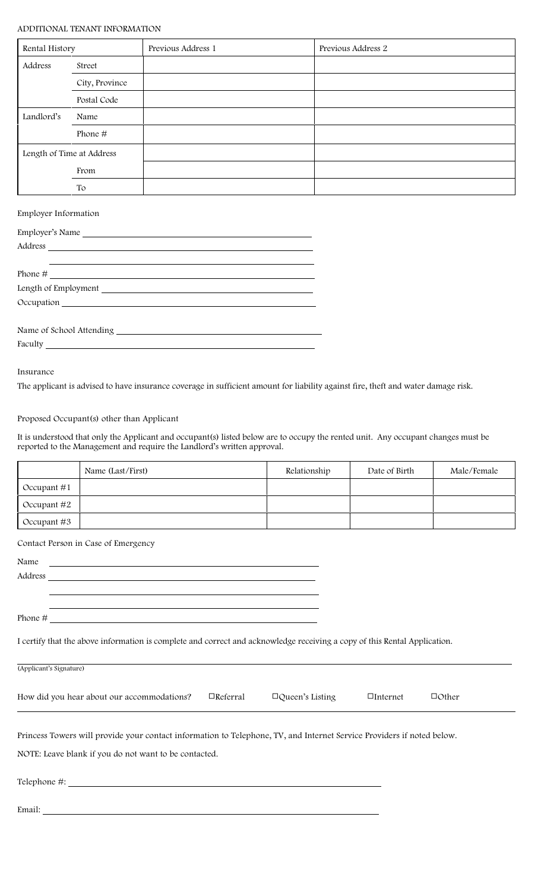ADDITIONAL TENANT INFORMATION

| Rental History | | Previous Address 1 | Previous Address 2 |
|---|---|---|---|
| Address | Street | | |
| | City, Province | | |
| | Postal Code | | |
| Landlord's | Name | | |
| | Phone # | | |
| Length of Time at Address | | | |
| | From | | |
| | To | | |

Employer Information

Employer's Name \_\_\_\_\_\_\_\_\_\_\_\_\_\_\_\_\_\_\_\_\_\_\_\_\_\_\_\_\_\_

Address \_\_\_\_\_\_\_\_\_\_\_\_\_\_\_\_\_\_\_\_\_\_\_\_\_\_\_\_\_\_

\_\_\_\_\_\_\_\_\_\_\_\_\_\_\_\_\_\_\_\_\_\_\_\_\_\_\_\_\_\_

Phone # \_\_\_\_\_\_\_\_\_\_\_\_\_\_\_\_\_\_\_\_\_\_\_\_\_\_\_\_\_\_

Length of Employment \_\_\_\_\_\_\_\_\_\_\_\_\_\_\_\_\_\_\_\_\_\_\_\_\_\_\_\_\_\_

Occupation \_\_\_\_\_\_\_\_\_\_\_\_\_\_\_\_\_\_\_\_\_\_\_\_\_\_\_\_\_\_

Name of School Attending \_\_\_\_\_\_\_\_\_\_\_\_\_\_\_\_\_\_\_\_\_\_\_\_\_\_\_\_\_\_

Faculty \_\_\_\_\_\_\_\_\_\_\_\_\_\_\_\_\_\_\_\_\_\_\_\_\_\_\_\_\_\_

Insurance

The applicant is advised to have insurance coverage in sufficient amount for liability against fire, theft and water damage risk.

Proposed Occupant(s) other than Applicant

It is understood that only the Applicant and occupant(s) listed below are to occupy the rented unit. Any occupant changes must be reported to the Management and require the Landlord's written approval.

| | Name (Last/First) | Relationship | Date of Birth | Male/Female |
|---|---|---|---|---|
| Occupant #1 | | | | |
| Occupant #2 | | | | |
| Occupant #3 | | | | |

Contact Person in Case of Emergency

Name \_\_\_\_\_\_\_\_\_\_\_\_\_\_\_\_\_\_\_\_\_\_\_\_\_\_\_\_\_\_

Address \_\_\_\_\_\_\_\_\_\_\_\_\_\_\_\_\_\_\_\_\_\_\_\_\_\_\_\_\_\_

\_\_\_\_\_\_\_\_\_\_\_\_\_\_\_\_\_\_\_\_\_\_\_\_\_\_\_\_\_\_

\_\_\_\_\_\_\_\_\_\_\_\_\_\_\_\_\_\_\_\_\_\_\_\_\_\_\_\_\_\_

Phone # \_\_\_\_\_\_\_\_\_\_\_\_\_\_\_\_\_\_\_\_\_\_\_\_\_\_\_\_\_\_

I certify that the above information is complete and correct and acknowledge receiving a copy of this Rental Application.

\_\_\_\_\_\_\_\_\_\_\_\_\_\_\_\_\_\_\_\_\_\_\_\_\_\_\_\_\_\_

(Applicant's Signature)

How did you hear about our accommodations? ☐Referral ☐Queen's Listing ☐Internet ☐Other

Princess Towers will provide your contact information to Telephone, TV, and Internet Service Providers if noted below.

NOTE: Leave blank if you do not want to be contacted.

Telephone #: \_\_\_\_\_\_\_\_\_\_\_\_\_\_\_\_\_\_\_\_\_\_\_\_\_\_\_\_\_\_

Email: \_\_\_\_\_\_\_\_\_\_\_\_\_\_\_\_\_\_\_\_\_\_\_\_\_\_\_\_\_\_